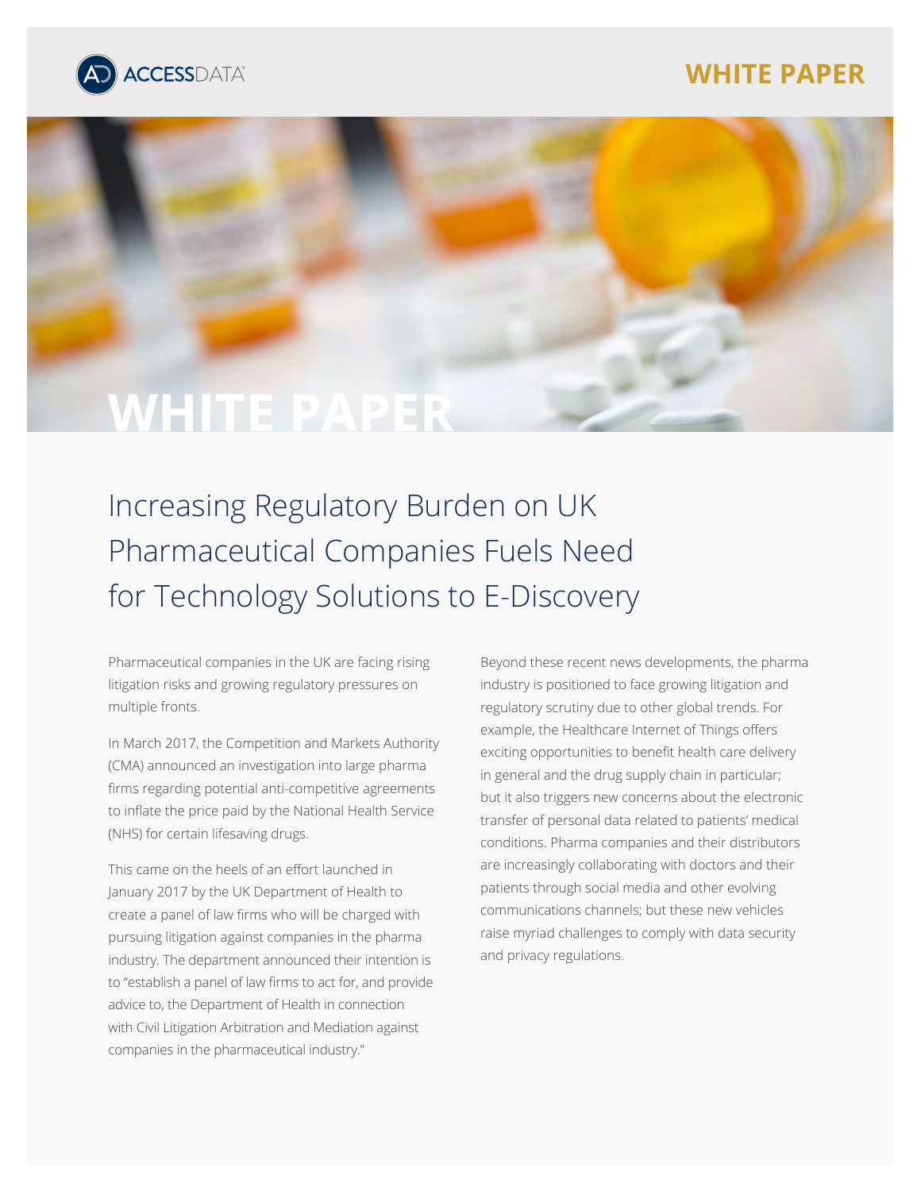ACCESSDATA

WHITE PAPER

# Increasing Regulatory Burden on UK Pharmaceutical Companies Fuels Need for Technology Solutions to E-Discovery

Pharmaceutical companies in the UK are facing rising litigation risks and growing regulatory pressures on multiple fronts.

In March 2017, the Competition and Markets Authority (CMA) announced an investigation into large pharma firms regarding potential anti-competitive agreements to inflate the price paid by the National Health Service (NHS) for certain lifesaving drugs.

This came on the heels of an effort launched in January 2017 by the UK Department of Health to create a panel of law firms who will be charged with pursuing litigation against companies in the pharma industry. The department announced their intention is to "establish a panel of law firms to act for, and provide advice to, the Department of Health in connection with Civil Litigation Arbitration and Mediation against companies in the pharmaceutical industry."

Beyond these recent news developments, the pharma industry is positioned to face growing litigation and regulatory scrutiny due to other global trends. For example, the Healthcare Internet of Things offers exciting opportunities to benefit health care delivery in general and the drug supply chain in particular; but it also triggers new concerns about the electronic transfer of personal data related to patients' medical conditions. Pharma companies and their distributors are increasingly collaborating with doctors and their patients through social media and other evolving communications channels; but these new vehicles raise myriad challenges to comply with data security and privacy regulations.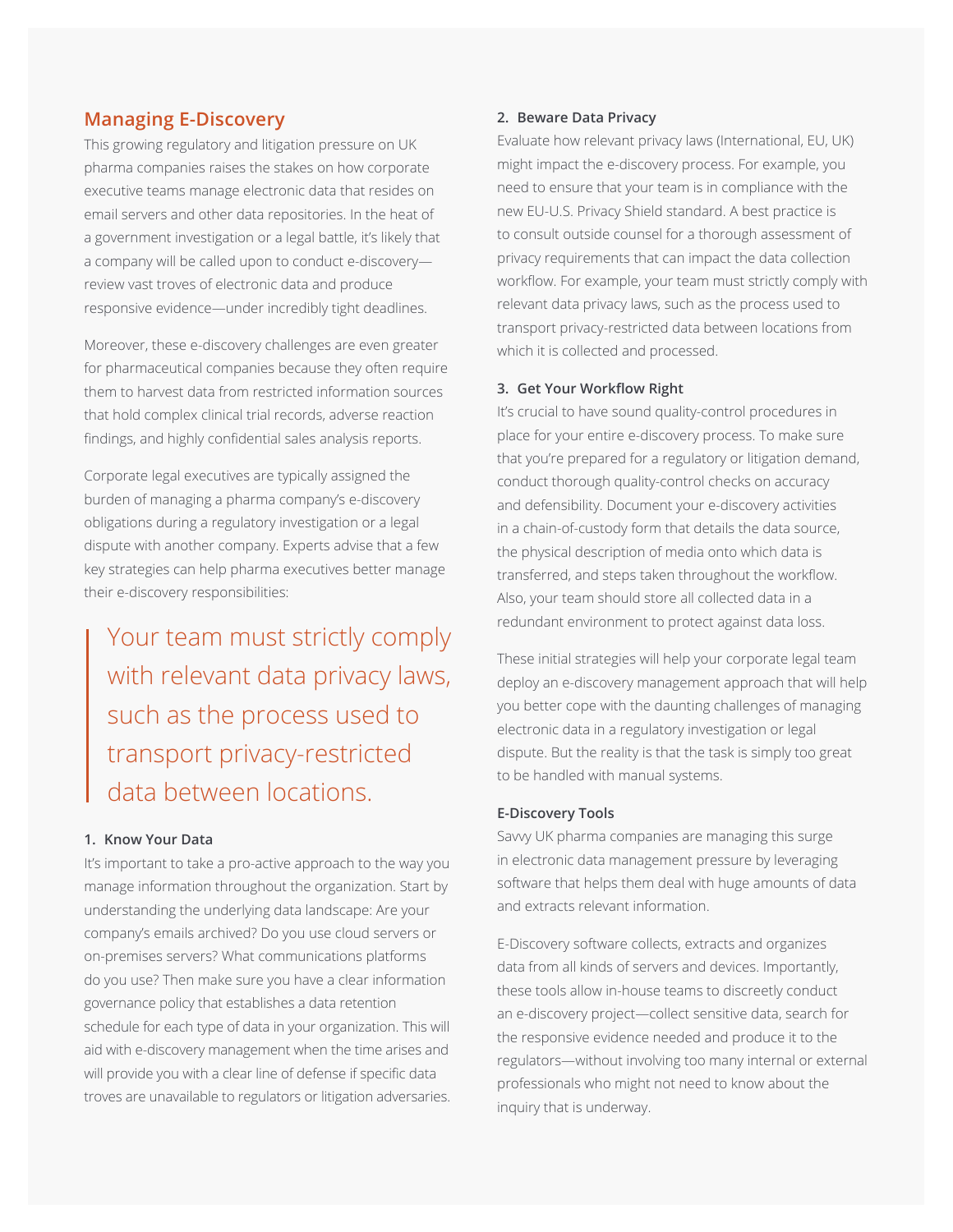## Managing E-Discovery

This growing regulatory and litigation pressure on UK pharma companies raises the stakes on how corporate executive teams manage electronic data that resides on email servers and other data repositories. In the heat of a government investigation or a legal battle, it's likely that a company will be called upon to conduct e-discovery—review vast troves of electronic data and produce responsive evidence—under incredibly tight deadlines.

Moreover, these e-discovery challenges are even greater for pharmaceutical companies because they often require them to harvest data from restricted information sources that hold complex clinical trial records, adverse reaction findings, and highly confidential sales analysis reports.

Corporate legal executives are typically assigned the burden of managing a pharma company's e-discovery obligations during a regulatory investigation or a legal dispute with another company. Experts advise that a few key strategies can help pharma executives better manage their e-discovery responsibilities:

> Your team must strictly comply with relevant data privacy laws, such as the process used to transport privacy-restricted data between locations.

**1. Know Your Data**

It's important to take a pro-active approach to the way you manage information throughout the organization. Start by understanding the underlying data landscape: Are your company's emails archived? Do you use cloud servers or on-premises servers? What communications platforms do you use? Then make sure you have a clear information governance policy that establishes a data retention schedule for each type of data in your organization. This will aid with e-discovery management when the time arises and will provide you with a clear line of defense if specific data troves are unavailable to regulators or litigation adversaries.

**2. Beware Data Privacy**

Evaluate how relevant privacy laws (International, EU, UK) might impact the e-discovery process. For example, you need to ensure that your team is in compliance with the new EU-U.S. Privacy Shield standard. A best practice is to consult outside counsel for a thorough assessment of privacy requirements that can impact the data collection workflow. For example, your team must strictly comply with relevant data privacy laws, such as the process used to transport privacy-restricted data between locations from which it is collected and processed.

**3. Get Your Workflow Right**

It's crucial to have sound quality-control procedures in place for your entire e-discovery process. To make sure that you're prepared for a regulatory or litigation demand, conduct thorough quality-control checks on accuracy and defensibility. Document your e-discovery activities in a chain-of-custody form that details the data source, the physical description of media onto which data is transferred, and steps taken throughout the workflow. Also, your team should store all collected data in a redundant environment to protect against data loss.

These initial strategies will help your corporate legal team deploy an e-discovery management approach that will help you better cope with the daunting challenges of managing electronic data in a regulatory investigation or legal dispute. But the reality is that the task is simply too great to be handled with manual systems.

### E-Discovery Tools

Savvy UK pharma companies are managing this surge in electronic data management pressure by leveraging software that helps them deal with huge amounts of data and extracts relevant information.

E-Discovery software collects, extracts and organizes data from all kinds of servers and devices. Importantly, these tools allow in-house teams to discreetly conduct an e-discovery project—collect sensitive data, search for the responsive evidence needed and produce it to the regulators—without involving too many internal or external professionals who might not need to know about the inquiry that is underway.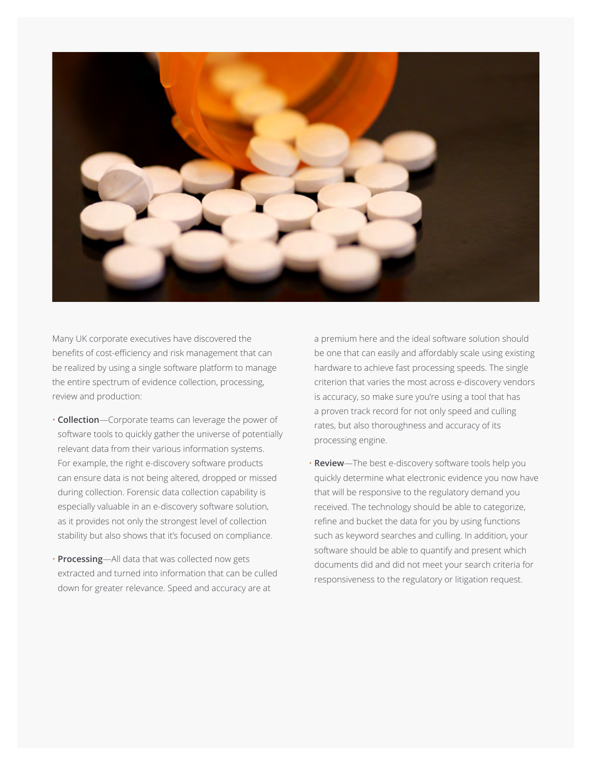Many UK corporate executives have discovered the benefits of cost-efficiency and risk management that can be realized by using a single software platform to manage the entire spectrum of evidence collection, processing, review and production:

- **Collection**—Corporate teams can leverage the power of software tools to quickly gather the universe of potentially relevant data from their various information systems. For example, the right e-discovery software products can ensure data is not being altered, dropped or missed during collection. Forensic data collection capability is especially valuable in an e-discovery software solution, as it provides not only the strongest level of collection stability but also shows that it's focused on compliance.

- **Processing**—All data that was collected now gets extracted and turned into information that can be culled down for greater relevance. Speed and accuracy are at a premium here and the ideal software solution should be one that can easily and affordably scale using existing hardware to achieve fast processing speeds. The single criterion that varies the most across e-discovery vendors is accuracy, so make sure you're using a tool that has a proven track record for not only speed and culling rates, but also thoroughness and accuracy of its processing engine.

- **Review**—The best e-discovery software tools help you quickly determine what electronic evidence you now have that will be responsive to the regulatory demand you received. The technology should be able to categorize, refine and bucket the data for you by using functions such as keyword searches and culling. In addition, your software should be able to quantify and present which documents did and did not meet your search criteria for responsiveness to the regulatory or litigation request.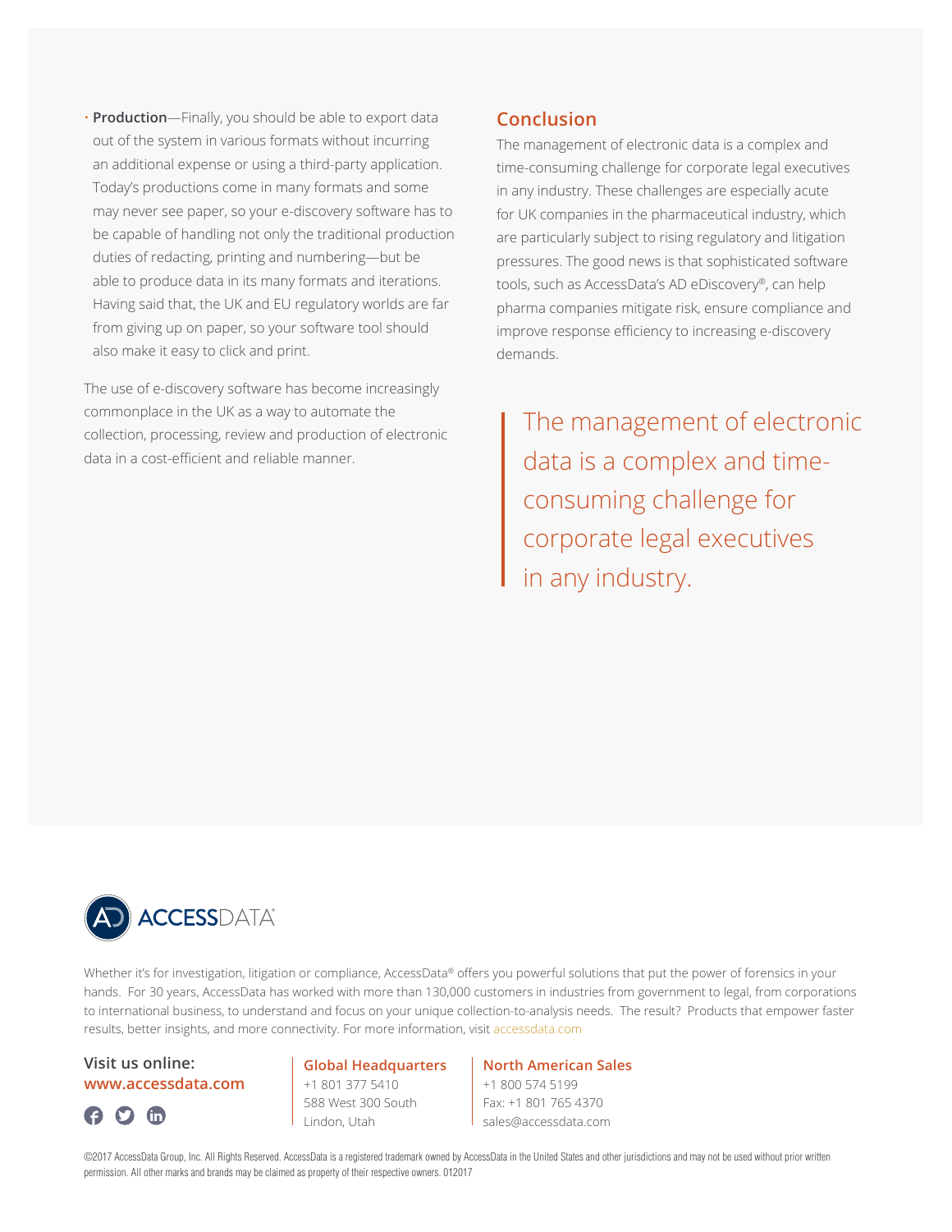- **Production**—Finally, you should be able to export data out of the system in various formats without incurring an additional expense or using a third-party application. Today's productions come in many formats and some may never see paper, so your e-discovery software has to be capable of handling not only the traditional production duties of redacting, printing and numbering—but be able to produce data in its many formats and iterations. Having said that, the UK and EU regulatory worlds are far from giving up on paper, so your software tool should also make it easy to click and print.

The use of e-discovery software has become increasingly commonplace in the UK as a way to automate the collection, processing, review and production of electronic data in a cost-efficient and reliable manner.

## Conclusion

The management of electronic data is a complex and time-consuming challenge for corporate legal executives in any industry. These challenges are especially acute for UK companies in the pharmaceutical industry, which are particularly subject to rising regulatory and litigation pressures. The good news is that sophisticated software tools, such as AccessData's AD eDiscovery®, can help pharma companies mitigate risk, ensure compliance and improve response efficiency to increasing e-discovery demands.

> The management of electronic data is a complex and time-consuming challenge for corporate legal executives in any industry.

**ACCESSDATA**®

Whether it's for investigation, litigation or compliance, AccessData® offers you powerful solutions that put the power of forensics in your hands. For 30 years, AccessData has worked with more than 130,000 customers in industries from government to legal, from corporations to international business, to understand and focus on your unique collection-to-analysis needs. The result? Products that empower faster results, better insights, and more connectivity. For more information, visit accessdata.com

**Visit us online:**
**www.accessdata.com**

**Global Headquarters**
+1 801 377 5410
588 West 300 South
Lindon, Utah

**North American Sales**
+1 800 574 5199
Fax: +1 801 765 4370
sales@accessdata.com

©2017 AccessData Group, Inc. All Rights Reserved. AccessData is a registered trademark owned by AccessData in the United States and other jurisdictions and may not be used without prior written permission. All other marks and brands may be claimed as property of their respective owners. 012017